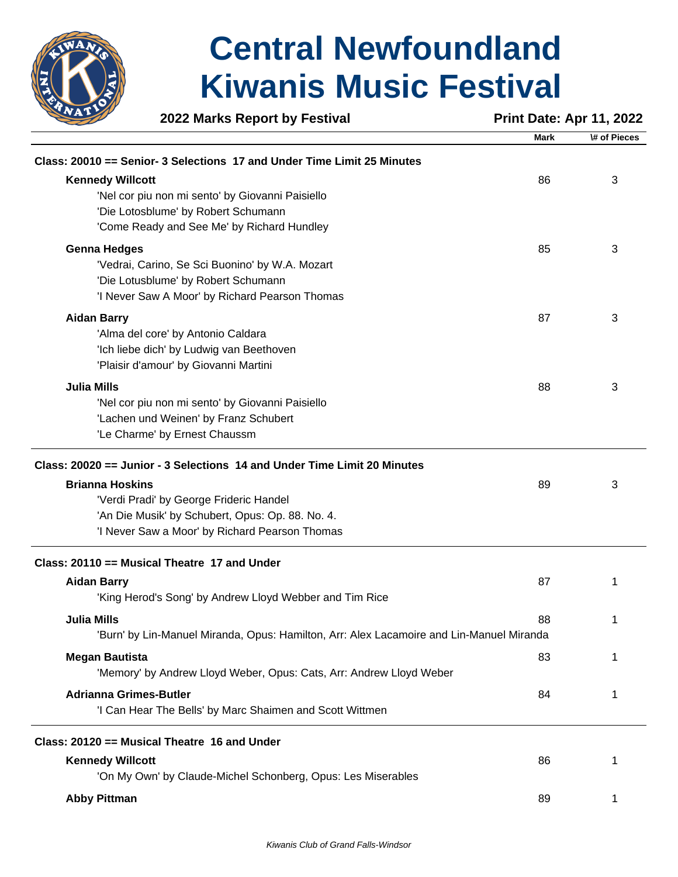# Central Newfoundland Kiwanis Music Festival

**2022 Marks Report by Festival** **Print Date: Apr 11, 2022**

| | Mark | \# of Pieces |
|---|---|---|
| **Class: 20010 == Senior- 3 Selections 17 and Under Time Limit 25 Minutes** | | |
| **Kennedy Willcott** | 86 | 3 |
| 'Nel cor piu non mi sento' by Giovanni Paisiello | | |
| 'Die Lotosblume' by Robert Schumann | | |
| 'Come Ready and See Me' by Richard Hundley | | |
| **Genna Hedges** | 85 | 3 |
| 'Vedrai, Carino, Se Sci Buonino' by W.A. Mozart | | |
| 'Die Lotusblume' by Robert Schumann | | |
| 'I Never Saw A Moor' by Richard Pearson Thomas | | |
| **Aidan Barry** | 87 | 3 |
| 'Alma del core' by Antonio Caldara | | |
| 'Ich liebe dich' by Ludwig van Beethoven | | |
| 'Plaisir d'amour' by Giovanni Martini | | |
| **Julia Mills** | 88 | 3 |
| 'Nel cor piu non mi sento' by Giovanni Paisiello | | |
| 'Lachen und Weinen' by Franz Schubert | | |
| 'Le Charme' by Ernest Chaussm | | |
| **Class: 20020 == Junior - 3 Selections 14 and Under Time Limit 20 Minutes** | | |
| **Brianna Hoskins** | 89 | 3 |
| 'Verdi Pradi' by George Frideric Handel | | |
| 'An Die Musik' by Schubert, Opus: Op. 88. No. 4. | | |
| 'I Never Saw a Moor' by Richard Pearson Thomas | | |
| **Class: 20110 == Musical Theatre 17 and Under** | | |
| **Aidan Barry** | 87 | 1 |
| 'King Herod's Song' by Andrew Lloyd Webber and Tim Rice | | |
| **Julia Mills** | 88 | 1 |
| 'Burn' by Lin-Manuel Miranda, Opus: Hamilton, Arr: Alex Lacamoire and Lin-Manuel Miranda | | |
| **Megan Bautista** | 83 | 1 |
| 'Memory' by Andrew Lloyd Weber, Opus: Cats, Arr: Andrew Lloyd Weber | | |
| **Adrianna Grimes-Butler** | 84 | 1 |
| 'I Can Hear The Bells' by Marc Shaimen and Scott Wittmen | | |
| **Class: 20120 == Musical Theatre 16 and Under** | | |
| **Kennedy Willcott** | 86 | 1 |
| 'On My Own' by Claude-Michel Schonberg, Opus: Les Miserables | | |
| **Abby Pittman** | 89 | 1 |

*Kiwanis Club of Grand Falls-Windsor*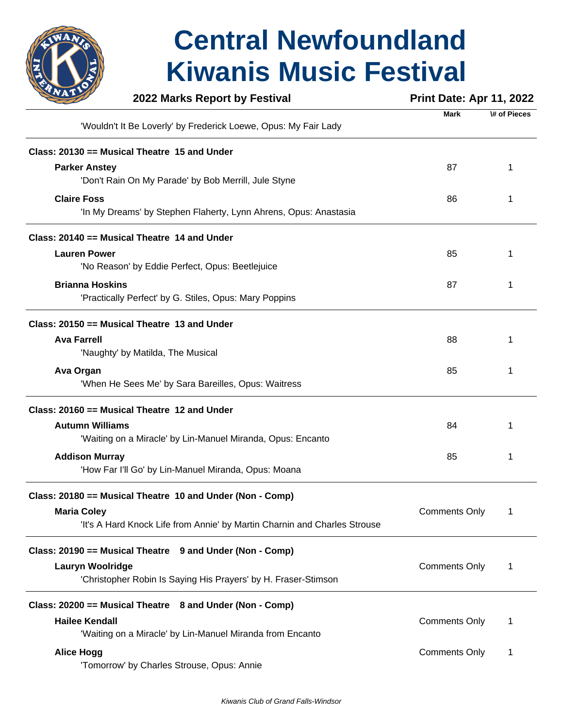| | Mark | \# of Pieces |
|---|---|---|
| 'Wouldn't It Be Loverly' by Frederick Loewe, Opus: My Fair Lady | | |
| **Class: 20130 == Musical Theatre 15 and Under** | | |
| **Parker Anstey** | 87 | 1 |
| 'Don't Rain On My Parade' by Bob Merrill, Jule Styne | | |
| **Claire Foss** | 86 | 1 |
| 'In My Dreams' by Stephen Flaherty, Lynn Ahrens, Opus: Anastasia | | |
| **Class: 20140 == Musical Theatre 14 and Under** | | |
| **Lauren Power** | 85 | 1 |
| 'No Reason' by Eddie Perfect, Opus: Beetlejuice | | |
| **Brianna Hoskins** | 87 | 1 |
| 'Practically Perfect' by G. Stiles, Opus: Mary Poppins | | |
| **Class: 20150 == Musical Theatre 13 and Under** | | |
| **Ava Farrell** | 88 | 1 |
| 'Naughty' by Matilda, The Musical | | |
| **Ava Organ** | 85 | 1 |
| 'When He Sees Me' by Sara Bareilles, Opus: Waitress | | |
| **Class: 20160 == Musical Theatre 12 and Under** | | |
| **Autumn Williams** | 84 | 1 |
| 'Waiting on a Miracle' by Lin-Manuel Miranda, Opus: Encanto | | |
| **Addison Murray** | 85 | 1 |
| 'How Far I'll Go' by Lin-Manuel Miranda, Opus: Moana | | |
| **Class: 20180 == Musical Theatre 10 and Under (Non - Comp)** | | |
| **Maria Coley** | Comments Only | 1 |
| 'It's A Hard Knock Life from Annie' by Martin Charnin and Charles Strouse | | |
| **Class: 20190 == Musical Theatre 9 and Under (Non - Comp)** | | |
| **Lauryn Woolridge** | Comments Only | 1 |
| 'Christopher Robin Is Saying His Prayers' by H. Fraser-Stimson | | |
| **Class: 20200 == Musical Theatre 8 and Under (Non - Comp)** | | |
| **Hailee Kendall** | Comments Only | 1 |
| 'Waiting on a Miracle' by Lin-Manuel Miranda from Encanto | | |
| **Alice Hogg** | Comments Only | 1 |
| 'Tomorrow' by Charles Strouse, Opus: Annie | | |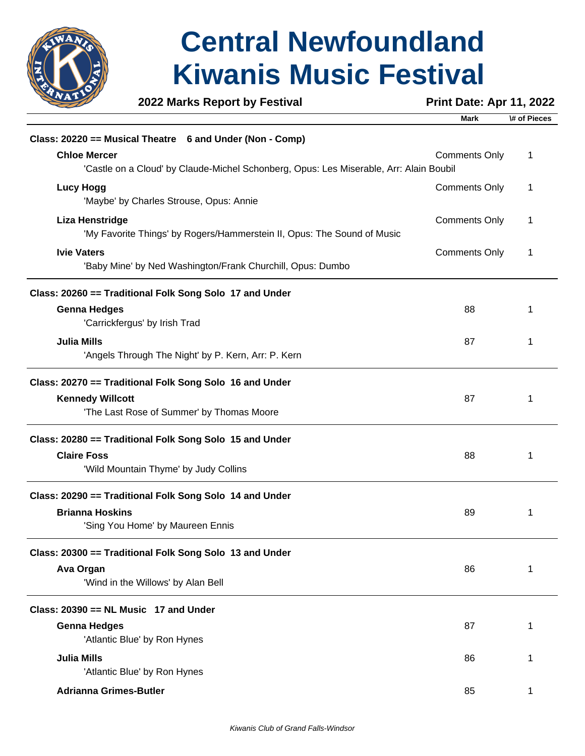# Central Newfoundland Kiwanis Music Festival

**2022 Marks Report by Festival** **Print Date: Apr 11, 2022**

| | Mark | # of Pieces |
|---|---|---|
| **Class: 20220 == Musical Theatre 6 and Under (Non - Comp)** | | |
| **Chloe Mercer** | Comments Only | 1 |
| 'Castle on a Cloud' by Claude-Michel Schonberg, Opus: Les Miserable, Arr: Alain Boubil | | |
| **Lucy Hogg** | Comments Only | 1 |
| 'Maybe' by Charles Strouse, Opus: Annie | | |
| **Liza Henstridge** | Comments Only | 1 |
| 'My Favorite Things' by Rogers/Hammerstein II, Opus: The Sound of Music | | |
| **Ivie Vaters** | Comments Only | 1 |
| 'Baby Mine' by Ned Washington/Frank Churchill, Opus: Dumbo | | |
| **Class: 20260 == Traditional Folk Song Solo 17 and Under** | | |
| **Genna Hedges** | 88 | 1 |
| 'Carrickfergus' by Irish Trad | | |
| **Julia Mills** | 87 | 1 |
| 'Angels Through The Night' by P. Kern, Arr: P. Kern | | |
| **Class: 20270 == Traditional Folk Song Solo 16 and Under** | | |
| **Kennedy Willcott** | 87 | 1 |
| 'The Last Rose of Summer' by Thomas Moore | | |
| **Class: 20280 == Traditional Folk Song Solo 15 and Under** | | |
| **Claire Foss** | 88 | 1 |
| 'Wild Mountain Thyme' by Judy Collins | | |
| **Class: 20290 == Traditional Folk Song Solo 14 and Under** | | |
| **Brianna Hoskins** | 89 | 1 |
| 'Sing You Home' by Maureen Ennis | | |
| **Class: 20300 == Traditional Folk Song Solo 13 and Under** | | |
| **Ava Organ** | 86 | 1 |
| 'Wind in the Willows' by Alan Bell | | |
| **Class: 20390 == NL Music 17 and Under** | | |
| **Genna Hedges** | 87 | 1 |
| 'Atlantic Blue' by Ron Hynes | | |
| **Julia Mills** | 86 | 1 |
| 'Atlantic Blue' by Ron Hynes | | |
| **Adrianna Grimes-Butler** | 85 | 1 |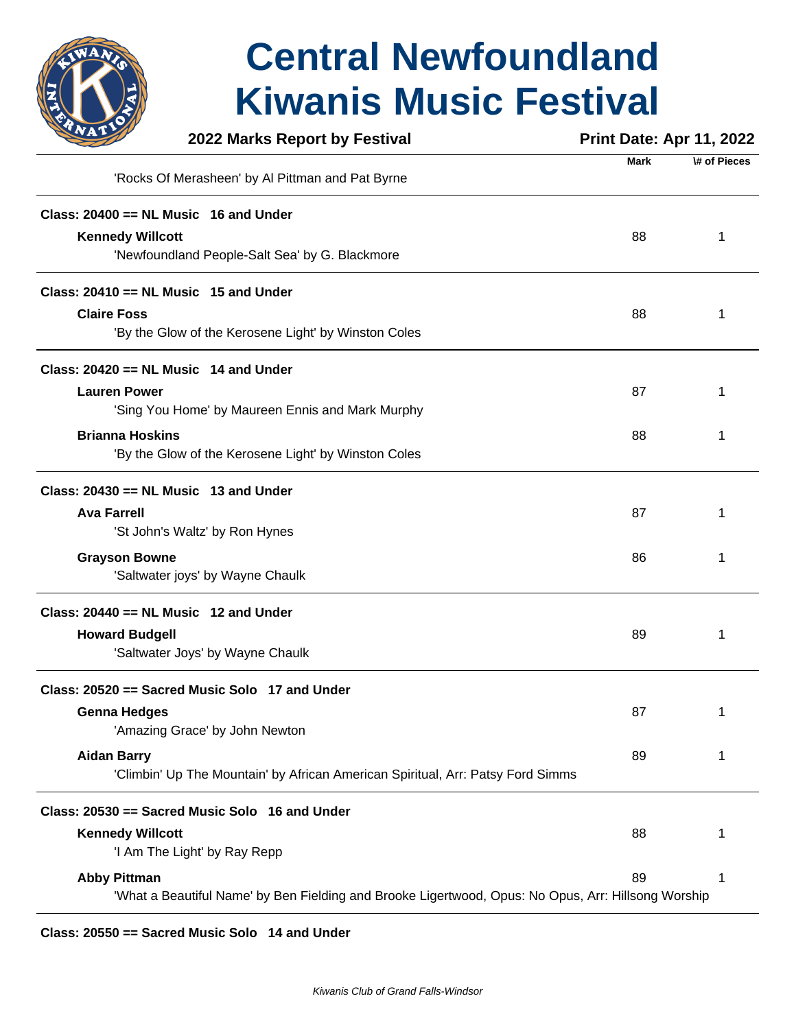# Central Newfoundland Kiwanis Music Festival

**2022 Marks Report by Festival** **Print Date: Apr 11, 2022**

| | Mark | \# of Pieces |
|---|---|---|
| 'Rocks Of Merasheen' by Al Pittman and Pat Byrne | | |
| **Class: 20400 == NL Music 16 and Under** | | |
| **Kennedy Willcott** | 88 | 1 |
| 'Newfoundland People-Salt Sea' by G. Blackmore | | |
| **Class: 20410 == NL Music 15 and Under** | | |
| **Claire Foss** | 88 | 1 |
| 'By the Glow of the Kerosene Light' by Winston Coles | | |
| **Class: 20420 == NL Music 14 and Under** | | |
| **Lauren Power** | 87 | 1 |
| 'Sing You Home' by Maureen Ennis and Mark Murphy | | |
| **Brianna Hoskins** | 88 | 1 |
| 'By the Glow of the Kerosene Light' by Winston Coles | | |
| **Class: 20430 == NL Music 13 and Under** | | |
| **Ava Farrell** | 87 | 1 |
| 'St John's Waltz' by Ron Hynes | | |
| **Grayson Bowne** | 86 | 1 |
| 'Saltwater joys' by Wayne Chaulk | | |
| **Class: 20440 == NL Music 12 and Under** | | |
| **Howard Budgell** | 89 | 1 |
| 'Saltwater Joys' by Wayne Chaulk | | |
| **Class: 20520 == Sacred Music Solo 17 and Under** | | |
| **Genna Hedges** | 87 | 1 |
| 'Amazing Grace' by John Newton | | |
| **Aidan Barry** | 89 | 1 |
| 'Climbin' Up The Mountain' by African American Spiritual, Arr: Patsy Ford Simms | | |
| **Class: 20530 == Sacred Music Solo 16 and Under** | | |
| **Kennedy Willcott** | 88 | 1 |
| 'I Am The Light' by Ray Repp | | |
| **Abby Pittman** | 89 | 1 |
| 'What a Beautiful Name' by Ben Fielding and Brooke Ligertwood, Opus: No Opus, Arr: Hillsong Worship | | |
| **Class: 20550 == Sacred Music Solo 14 and Under** | | |

*Kiwanis Club of Grand Falls-Windsor*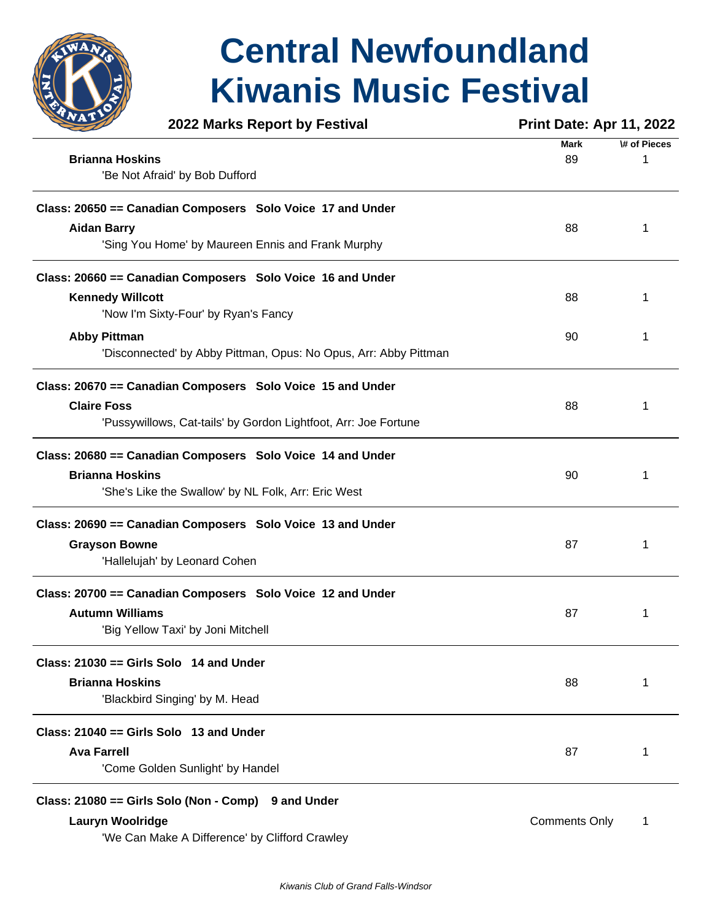# Central Newfoundland Kiwanis Music Festival

**2022 Marks Report by Festival** — **Print Date: Apr 11, 2022**

| | Mark | # of Pieces |
|---|---|---|
| **Brianna Hoskins** | 89 | 1 |
| 'Be Not Afraid' by Bob Dufford | | |

**Class: 20650 == Canadian Composers Solo Voice 17 and Under**

| | Mark | # of Pieces |
|---|---|---|
| **Aidan Barry** | 88 | 1 |
| 'Sing You Home' by Maureen Ennis and Frank Murphy | | |

**Class: 20660 == Canadian Composers Solo Voice 16 and Under**

| | Mark | # of Pieces |
|---|---|---|
| **Kennedy Willcott** | 88 | 1 |
| 'Now I'm Sixty-Four' by Ryan's Fancy | | |
| **Abby Pittman** | 90 | 1 |
| 'Disconnected' by Abby Pittman, Opus: No Opus, Arr: Abby Pittman | | |

**Class: 20670 == Canadian Composers Solo Voice 15 and Under**

| | Mark | # of Pieces |
|---|---|---|
| **Claire Foss** | 88 | 1 |
| 'Pussywillows, Cat-tails' by Gordon Lightfoot, Arr: Joe Fortune | | |

**Class: 20680 == Canadian Composers Solo Voice 14 and Under**

| | Mark | # of Pieces |
|---|---|---|
| **Brianna Hoskins** | 90 | 1 |
| 'She's Like the Swallow' by NL Folk, Arr: Eric West | | |

**Class: 20690 == Canadian Composers Solo Voice 13 and Under**

| | Mark | # of Pieces |
|---|---|---|
| **Grayson Bowne** | 87 | 1 |
| 'Hallelujah' by Leonard Cohen | | |

**Class: 20700 == Canadian Composers Solo Voice 12 and Under**

| | Mark | # of Pieces |
|---|---|---|
| **Autumn Williams** | 87 | 1 |
| 'Big Yellow Taxi' by Joni Mitchell | | |

**Class: 21030 == Girls Solo 14 and Under**

| | Mark | # of Pieces |
|---|---|---|
| **Brianna Hoskins** | 88 | 1 |
| 'Blackbird Singing' by M. Head | | |

**Class: 21040 == Girls Solo 13 and Under**

| | Mark | # of Pieces |
|---|---|---|
| **Ava Farrell** | 87 | 1 |
| 'Come Golden Sunlight' by Handel | | |

**Class: 21080 == Girls Solo (Non - Comp) 9 and Under**

| | Mark | # of Pieces |
|---|---|---|
| **Lauryn Woolridge** | Comments Only | 1 |
| 'We Can Make A Difference' by Clifford Crawley | | |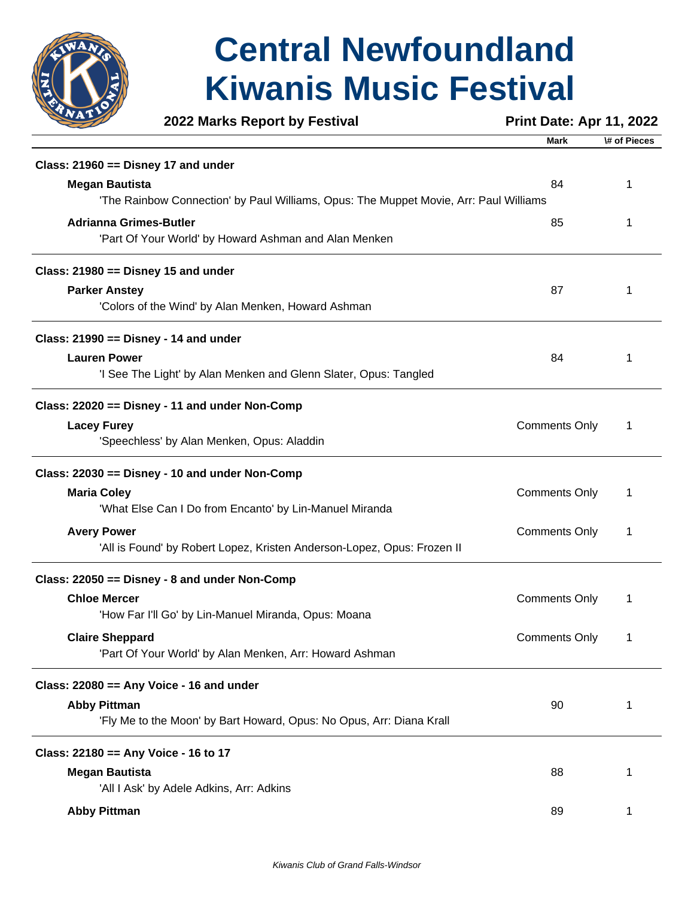# Central Newfoundland Kiwanis Music Festival

**2022 Marks Report by Festival** **Print Date: Apr 11, 2022**

| | Mark | \# of Pieces |
|---|---|---|
| **Class: 21960 == Disney 17 and under** | | |
| **Megan Bautista** | 84 | 1 |
| 'The Rainbow Connection' by Paul Williams, Opus: The Muppet Movie, Arr: Paul Williams | | |
| **Adrianna Grimes-Butler** | 85 | 1 |
| 'Part Of Your World' by Howard Ashman and Alan Menken | | |
| **Class: 21980 == Disney 15 and under** | | |
| **Parker Anstey** | 87 | 1 |
| 'Colors of the Wind' by Alan Menken, Howard Ashman | | |
| **Class: 21990 == Disney - 14 and under** | | |
| **Lauren Power** | 84 | 1 |
| 'I See The Light' by Alan Menken and Glenn Slater, Opus: Tangled | | |
| **Class: 22020 == Disney - 11 and under Non-Comp** | | |
| **Lacey Furey** | Comments Only | 1 |
| 'Speechless' by Alan Menken, Opus: Aladdin | | |
| **Class: 22030 == Disney - 10 and under Non-Comp** | | |
| **Maria Coley** | Comments Only | 1 |
| 'What Else Can I Do from Encanto' by Lin-Manuel Miranda | | |
| **Avery Power** | Comments Only | 1 |
| 'All is Found' by Robert Lopez, Kristen Anderson-Lopez, Opus: Frozen II | | |
| **Class: 22050 == Disney - 8 and under Non-Comp** | | |
| **Chloe Mercer** | Comments Only | 1 |
| 'How Far I'll Go' by Lin-Manuel Miranda, Opus: Moana | | |
| **Claire Sheppard** | Comments Only | 1 |
| 'Part Of Your World' by Alan Menken, Arr: Howard Ashman | | |
| **Class: 22080 == Any Voice - 16 and under** | | |
| **Abby Pittman** | 90 | 1 |
| 'Fly Me to the Moon' by Bart Howard, Opus: No Opus, Arr: Diana Krall | | |
| **Class: 22180 == Any Voice - 16 to 17** | | |
| **Megan Bautista** | 88 | 1 |
| 'All I Ask' by Adele Adkins, Arr: Adkins | | |
| **Abby Pittman** | 89 | 1 |

*Kiwanis Club of Grand Falls-Windsor*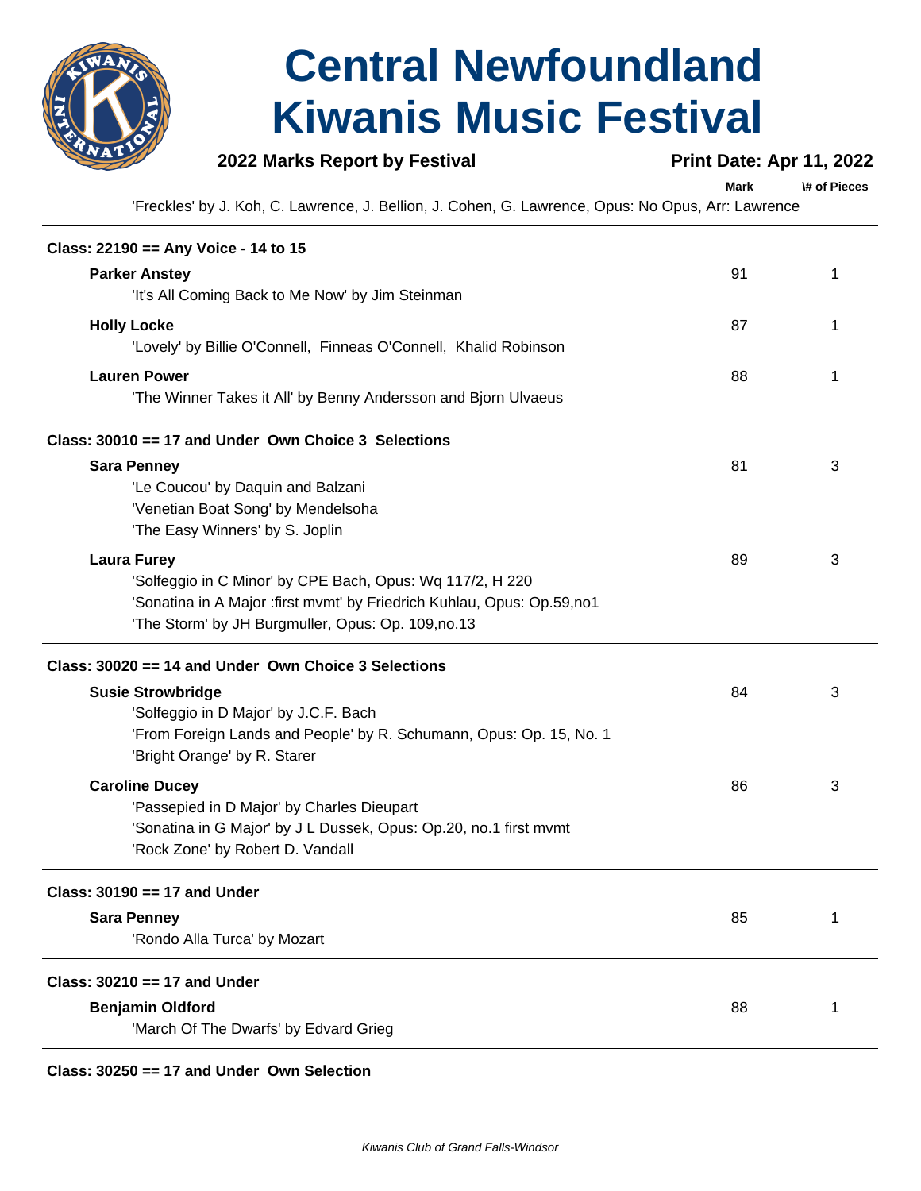| | Mark | # of Pieces |
|---|---|---|
| 'Freckles' by J. Koh, C. Lawrence, J. Bellion, J. Cohen, G. Lawrence, Opus: No Opus, Arr: Lawrence | | |

**Class: 22190 == Any Voice - 14 to 15**

| | Mark | # of Pieces |
|---|---|---|
| **Parker Anstey**<br>'It's All Coming Back to Me Now' by Jim Steinman | 91 | 1 |
| **Holly Locke**<br>'Lovely' by Billie O'Connell, Finneas O'Connell, Khalid Robinson | 87 | 1 |
| **Lauren Power**<br>'The Winner Takes it All' by Benny Andersson and Bjorn Ulvaeus | 88 | 1 |

**Class: 30010 == 17 and Under Own Choice 3 Selections**

| | Mark | # of Pieces |
|---|---|---|
| **Sara Penney**<br>'Le Coucou' by Daquin and Balzani<br>'Venetian Boat Song' by Mendelsoha<br>'The Easy Winners' by S. Joplin | 81 | 3 |
| **Laura Furey**<br>'Solfeggio in C Minor' by CPE Bach, Opus: Wq 117/2, H 220<br>'Sonatina in A Major :first mvmt' by Friedrich Kuhlau, Opus: Op.59,no1<br>'The Storm' by JH Burgmuller, Opus: Op. 109,no.13 | 89 | 3 |

**Class: 30020 == 14 and Under Own Choice 3 Selections**

| | Mark | # of Pieces |
|---|---|---|
| **Susie Strowbridge**<br>'Solfeggio in D Major' by J.C.F. Bach<br>'From Foreign Lands and People' by R. Schumann, Opus: Op. 15, No. 1<br>'Bright Orange' by R. Starer | 84 | 3 |
| **Caroline Ducey**<br>'Passepied in D Major' by Charles Dieupart<br>'Sonatina in G Major' by J L Dussek, Opus: Op.20, no.1 first mvmt<br>'Rock Zone' by Robert D. Vandall | 86 | 3 |

**Class: 30190 == 17 and Under**

| | Mark | # of Pieces |
|---|---|---|
| **Sara Penney**<br>'Rondo Alla Turca' by Mozart | 85 | 1 |

**Class: 30210 == 17 and Under**

| | Mark | # of Pieces |
|---|---|---|
| **Benjamin Oldford**<br>'March Of The Dwarfs' by Edvard Grieg | 88 | 1 |

**Class: 30250 == 17 and Under Own Selection**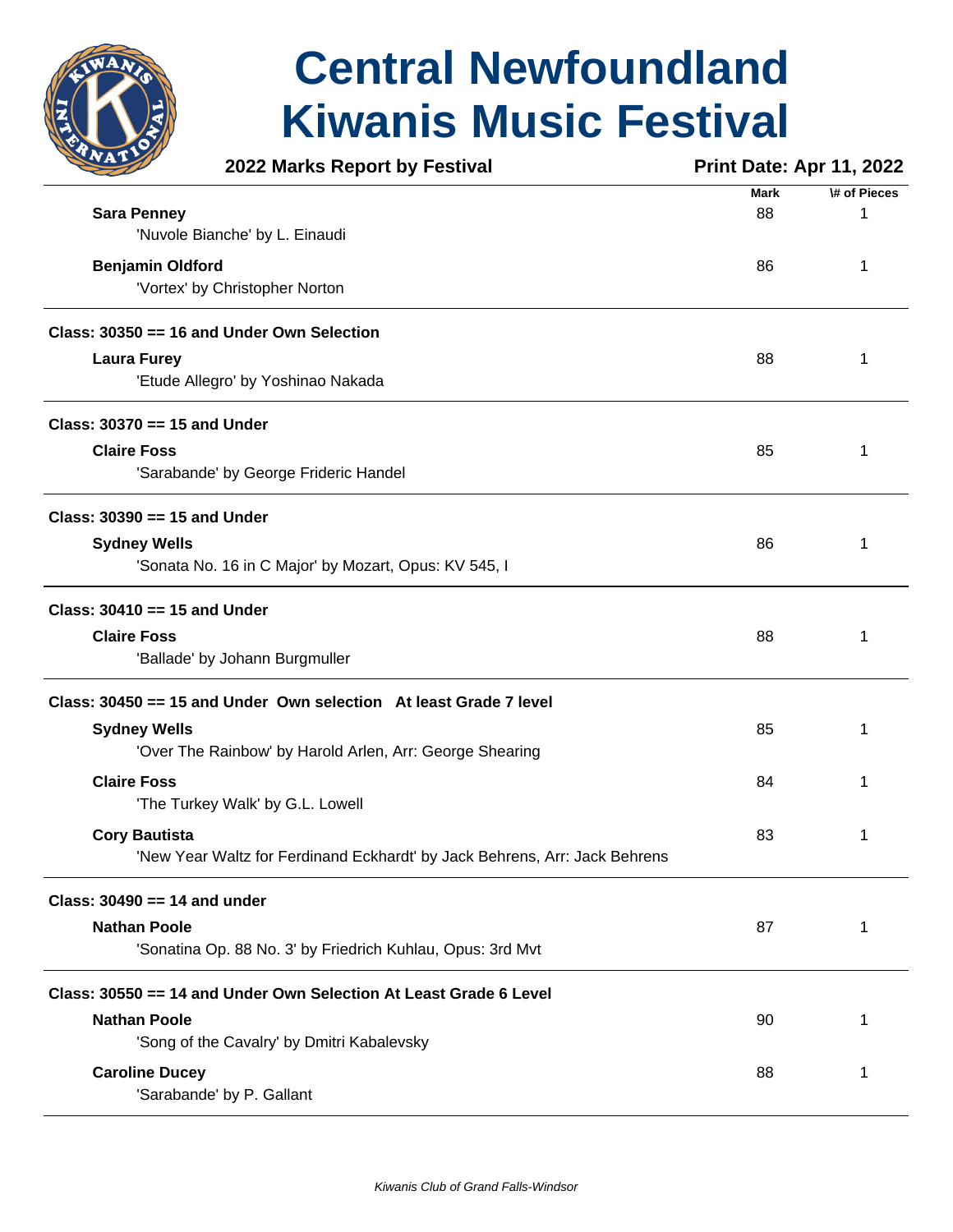# Central Newfoundland Kiwanis Music Festival

**2022 Marks Report by Festival** **Print Date: Apr 11, 2022**

| | Mark | # of Pieces |
|---|---|---|
| **Sara Penney** | 88 | 1 |
| 'Nuvole Bianche' by L. Einaudi | | |
| **Benjamin Oldford** | 86 | 1 |
| 'Vortex' by Christopher Norton | | |

**Class: 30350 == 16 and Under Own Selection**

| | Mark | # of Pieces |
|---|---|---|
| **Laura Furey** | 88 | 1 |
| 'Etude Allegro' by Yoshinao Nakada | | |

**Class: 30370 == 15 and Under**

| | Mark | # of Pieces |
|---|---|---|
| **Claire Foss** | 85 | 1 |
| 'Sarabande' by George Frideric Handel | | |

**Class: 30390 == 15 and Under**

| | Mark | # of Pieces |
|---|---|---|
| **Sydney Wells** | 86 | 1 |
| 'Sonata No. 16 in C Major' by Mozart, Opus: KV 545, I | | |

**Class: 30410 == 15 and Under**

| | Mark | # of Pieces |
|---|---|---|
| **Claire Foss** | 88 | 1 |
| 'Ballade' by Johann Burgmuller | | |

**Class: 30450 == 15 and Under Own selection At least Grade 7 level**

| | Mark | # of Pieces |
|---|---|---|
| **Sydney Wells** | 85 | 1 |
| 'Over The Rainbow' by Harold Arlen, Arr: George Shearing | | |
| **Claire Foss** | 84 | 1 |
| 'The Turkey Walk' by G.L. Lowell | | |
| **Cory Bautista** | 83 | 1 |
| 'New Year Waltz for Ferdinand Eckhardt' by Jack Behrens, Arr: Jack Behrens | | |

**Class: 30490 == 14 and under**

| | Mark | # of Pieces |
|---|---|---|
| **Nathan Poole** | 87 | 1 |
| 'Sonatina Op. 88 No. 3' by Friedrich Kuhlau, Opus: 3rd Mvt | | |

**Class: 30550 == 14 and Under Own Selection At Least Grade 6 Level**

| | Mark | # of Pieces |
|---|---|---|
| **Nathan Poole** | 90 | 1 |
| 'Song of the Cavalry' by Dmitri Kabalevsky | | |
| **Caroline Ducey** | 88 | 1 |
| 'Sarabande' by P. Gallant | | |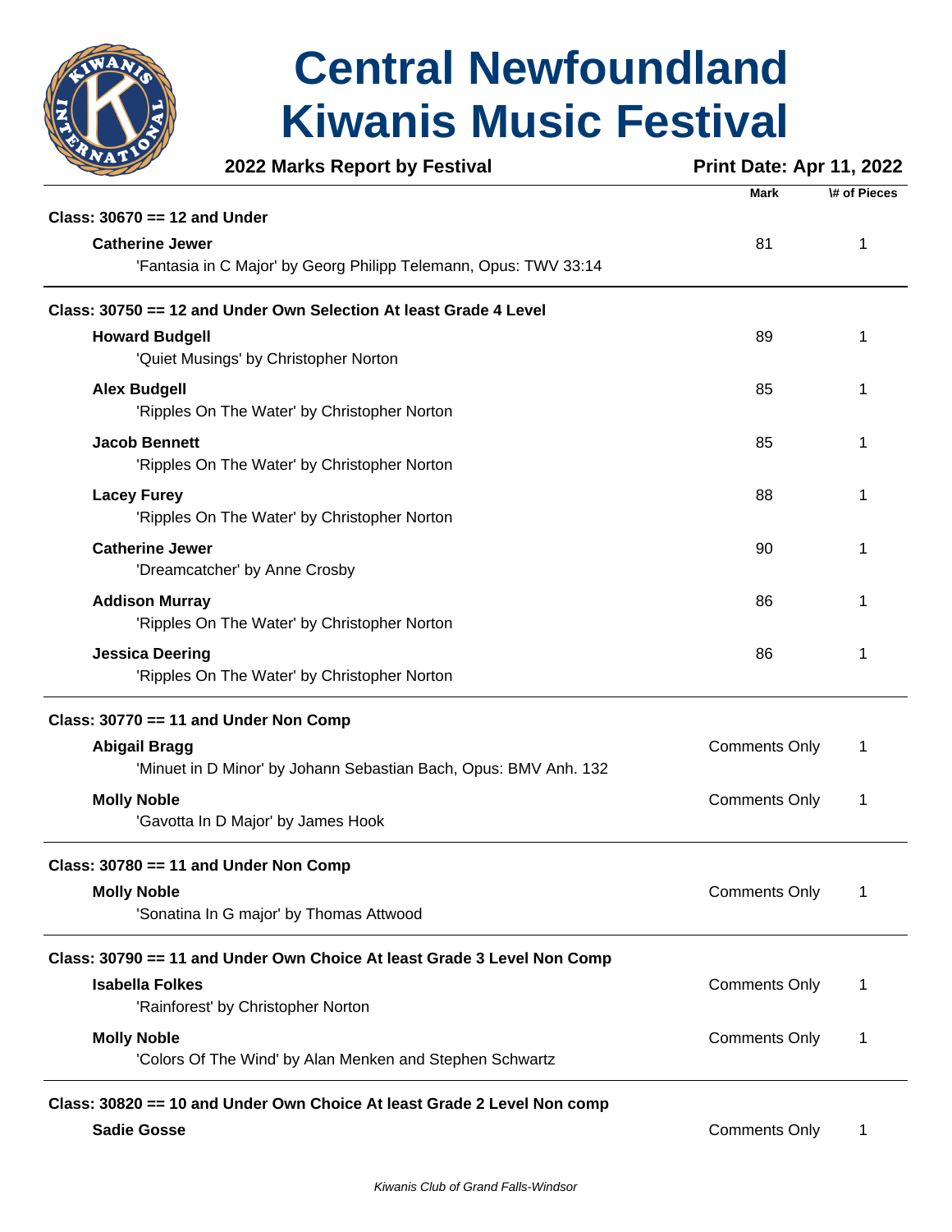# Central Newfoundland Kiwanis Music Festival

**2022 Marks Report by Festival** | **Print Date: Apr 11, 2022**

| | Mark | \# of Pieces |
|---|---|---|
| **Class: 30670 == 12 and Under** | | |
| **Catherine Jewer** | 81 | 1 |
| 'Fantasia in C Major' by Georg Philipp Telemann, Opus: TWV 33:14 | | |
| **Class: 30750 == 12 and Under Own Selection At least Grade 4 Level** | | |
| **Howard Budgell** | 89 | 1 |
| 'Quiet Musings' by Christopher Norton | | |
| **Alex Budgell** | 85 | 1 |
| 'Ripples On The Water' by Christopher Norton | | |
| **Jacob Bennett** | 85 | 1 |
| 'Ripples On The Water' by Christopher Norton | | |
| **Lacey Furey** | 88 | 1 |
| 'Ripples On The Water' by Christopher Norton | | |
| **Catherine Jewer** | 90 | 1 |
| 'Dreamcatcher' by Anne Crosby | | |
| **Addison Murray** | 86 | 1 |
| 'Ripples On The Water' by Christopher Norton | | |
| **Jessica Deering** | 86 | 1 |
| 'Ripples On The Water' by Christopher Norton | | |
| **Class: 30770 == 11 and Under Non Comp** | | |
| **Abigail Bragg** | Comments Only | 1 |
| 'Minuet in D Minor' by Johann Sebastian Bach, Opus: BMV Anh. 132 | | |
| **Molly Noble** | Comments Only | 1 |
| 'Gavotta In D Major' by James Hook | | |
| **Class: 30780 == 11 and Under Non Comp** | | |
| **Molly Noble** | Comments Only | 1 |
| 'Sonatina In G major' by Thomas Attwood | | |
| **Class: 30790 == 11 and Under Own Choice At least Grade 3 Level Non Comp** | | |
| **Isabella Folkes** | Comments Only | 1 |
| 'Rainforest' by Christopher Norton | | |
| **Molly Noble** | Comments Only | 1 |
| 'Colors Of The Wind' by Alan Menken and Stephen Schwartz | | |
| **Class: 30820 == 10 and Under Own Choice At least Grade 2 Level Non comp** | | |
| **Sadie Gosse** | Comments Only | 1 |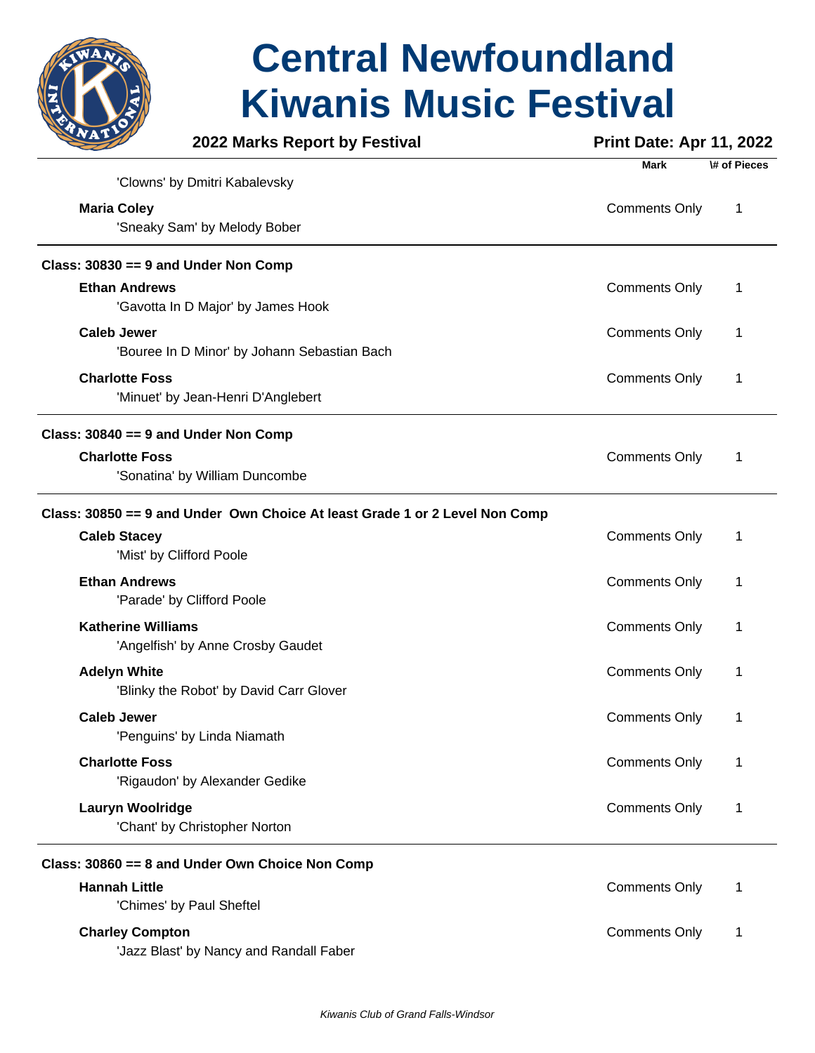| | Mark | # of Pieces |
|---|---|---|
| 'Clowns' by Dmitri Kabalevsky | | |
| **Maria Coley** | Comments Only | 1 |
| 'Sneaky Sam' by Melody Bober | | |

**Class: 30830 == 9 and Under Non Comp**

| | Mark | # of Pieces |
|---|---|---|
| **Ethan Andrews** | Comments Only | 1 |
| 'Gavotta In D Major' by James Hook | | |
| **Caleb Jewer** | Comments Only | 1 |
| 'Bouree In D Minor' by Johann Sebastian Bach | | |
| **Charlotte Foss** | Comments Only | 1 |
| 'Minuet' by Jean-Henri D'Anglebert | | |

**Class: 30840 == 9 and Under Non Comp**

| | Mark | # of Pieces |
|---|---|---|
| **Charlotte Foss** | Comments Only | 1 |
| 'Sonatina' by William Duncombe | | |

**Class: 30850 == 9 and Under Own Choice At least Grade 1 or 2 Level Non Comp**

| | Mark | # of Pieces |
|---|---|---|
| **Caleb Stacey** | Comments Only | 1 |
| 'Mist' by Clifford Poole | | |
| **Ethan Andrews** | Comments Only | 1 |
| 'Parade' by Clifford Poole | | |
| **Katherine Williams** | Comments Only | 1 |
| 'Angelfish' by Anne Crosby Gaudet | | |
| **Adelyn White** | Comments Only | 1 |
| 'Blinky the Robot' by David Carr Glover | | |
| **Caleb Jewer** | Comments Only | 1 |
| 'Penguins' by Linda Niamath | | |
| **Charlotte Foss** | Comments Only | 1 |
| 'Rigaudon' by Alexander Gedike | | |
| **Lauryn Woolridge** | Comments Only | 1 |
| 'Chant' by Christopher Norton | | |

**Class: 30860 == 8 and Under Own Choice Non Comp**

| | Mark | # of Pieces |
|---|---|---|
| **Hannah Little** | Comments Only | 1 |
| 'Chimes' by Paul Sheftel | | |
| **Charley Compton** | Comments Only | 1 |
| 'Jazz Blast' by Nancy and Randall Faber | | |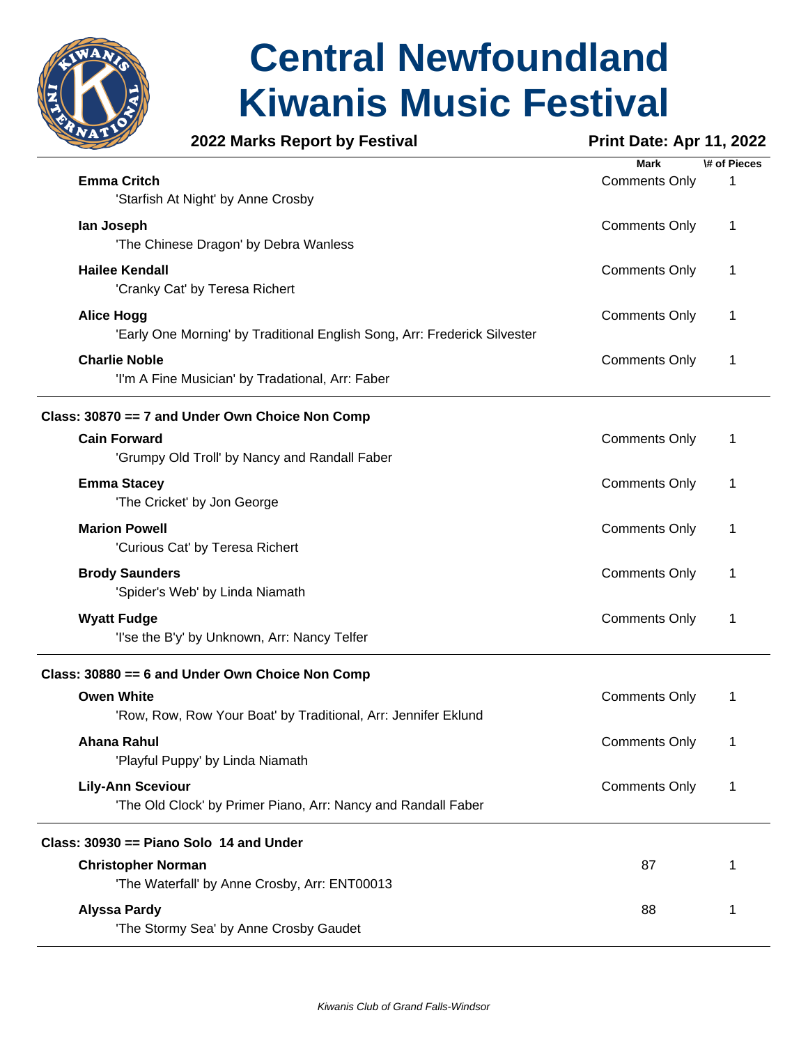# Central Newfoundland Kiwanis Music Festival

**2022 Marks Report by Festival** — **Print Date: Apr 11, 2022**

| | Mark | # of Pieces |
|---|---|---|
| **Emma Critch**<br>'Starfish At Night' by Anne Crosby | Comments Only | 1 |
| **Ian Joseph**<br>'The Chinese Dragon' by Debra Wanless | Comments Only | 1 |
| **Hailee Kendall**<br>'Cranky Cat' by Teresa Richert | Comments Only | 1 |
| **Alice Hogg**<br>'Early One Morning' by Traditional English Song, Arr: Frederick Silvester | Comments Only | 1 |
| **Charlie Noble**<br>'I'm A Fine Musician' by Tradational, Arr: Faber | Comments Only | 1 |

**Class: 30870 == 7 and Under Own Choice Non Comp**

| | Mark | # of Pieces |
|---|---|---|
| **Cain Forward**<br>'Grumpy Old Troll' by Nancy and Randall Faber | Comments Only | 1 |
| **Emma Stacey**<br>'The Cricket' by Jon George | Comments Only | 1 |
| **Marion Powell**<br>'Curious Cat' by Teresa Richert | Comments Only | 1 |
| **Brody Saunders**<br>'Spider's Web' by Linda Niamath | Comments Only | 1 |
| **Wyatt Fudge**<br>'I'se the B'y' by Unknown, Arr: Nancy Telfer | Comments Only | 1 |

**Class: 30880 == 6 and Under Own Choice Non Comp**

| | Mark | # of Pieces |
|---|---|---|
| **Owen White**<br>'Row, Row, Row Your Boat' by Traditional, Arr: Jennifer Eklund | Comments Only | 1 |
| **Ahana Rahul**<br>'Playful Puppy' by Linda Niamath | Comments Only | 1 |
| **Lily-Ann Sceviour**<br>'The Old Clock' by Primer Piano, Arr: Nancy and Randall Faber | Comments Only | 1 |

**Class: 30930 == Piano Solo 14 and Under**

| | Mark | # of Pieces |
|---|---|---|
| **Christopher Norman**<br>'The Waterfall' by Anne Crosby, Arr: ENT00013 | 87 | 1 |
| **Alyssa Pardy**<br>'The Stormy Sea' by Anne Crosby Gaudet | 88 | 1 |

*Kiwanis Club of Grand Falls-Windsor*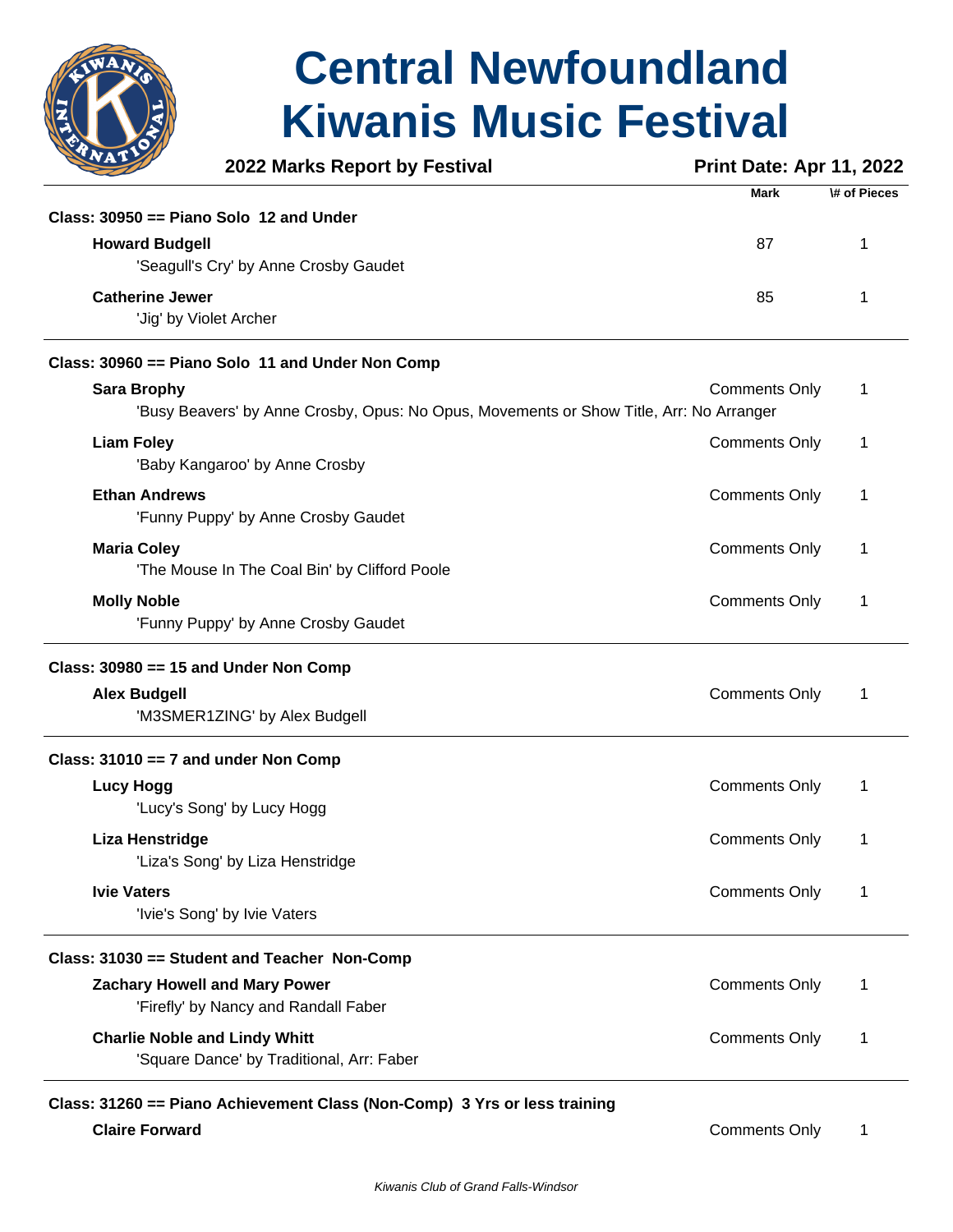# Central Newfoundland Kiwanis Music Festival

**2022 Marks Report by Festival** **Print Date: Apr 11, 2022**

| | Mark | \# of Pieces |
|---|---|---|
| **Class: 30950 == Piano Solo 12 and Under** | | |
| **Howard Budgell** | 87 | 1 |
| 'Seagull's Cry' by Anne Crosby Gaudet | | |
| **Catherine Jewer** | 85 | 1 |
| 'Jig' by Violet Archer | | |
| **Class: 30960 == Piano Solo 11 and Under Non Comp** | | |
| **Sara Brophy** | Comments Only | 1 |
| 'Busy Beavers' by Anne Crosby, Opus: No Opus, Movements or Show Title, Arr: No Arranger | | |
| **Liam Foley** | Comments Only | 1 |
| 'Baby Kangaroo' by Anne Crosby | | |
| **Ethan Andrews** | Comments Only | 1 |
| 'Funny Puppy' by Anne Crosby Gaudet | | |
| **Maria Coley** | Comments Only | 1 |
| 'The Mouse In The Coal Bin' by Clifford Poole | | |
| **Molly Noble** | Comments Only | 1 |
| 'Funny Puppy' by Anne Crosby Gaudet | | |
| **Class: 30980 == 15 and Under Non Comp** | | |
| **Alex Budgell** | Comments Only | 1 |
| 'M3SMER1ZING' by Alex Budgell | | |
| **Class: 31010 == 7 and under Non Comp** | | |
| **Lucy Hogg** | Comments Only | 1 |
| 'Lucy's Song' by Lucy Hogg | | |
| **Liza Henstridge** | Comments Only | 1 |
| 'Liza's Song' by Liza Henstridge | | |
| **Ivie Vaters** | Comments Only | 1 |
| 'Ivie's Song' by Ivie Vaters | | |
| **Class: 31030 == Student and Teacher Non-Comp** | | |
| **Zachary Howell and Mary Power** | Comments Only | 1 |
| 'Firefly' by Nancy and Randall Faber | | |
| **Charlie Noble and Lindy Whitt** | Comments Only | 1 |
| 'Square Dance' by Traditional, Arr: Faber | | |
| **Class: 31260 == Piano Achievement Class (Non-Comp) 3 Yrs or less training** | | |
| **Claire Forward** | Comments Only | 1 |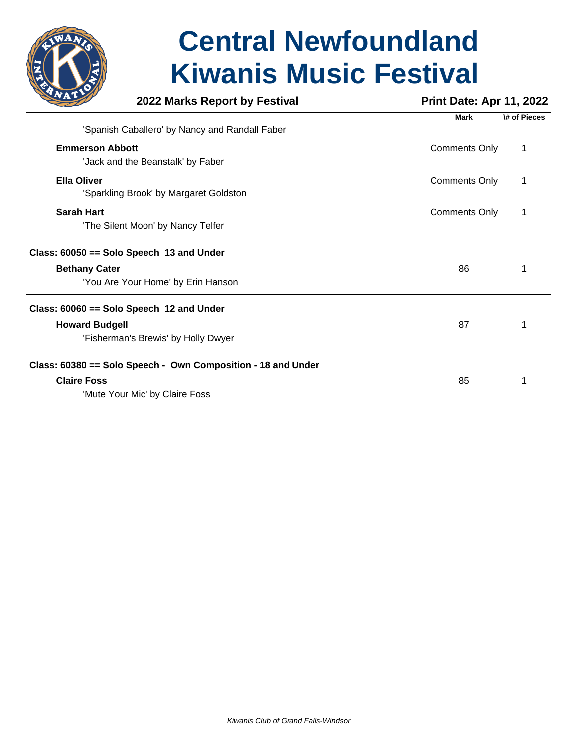| | Mark | # of Pieces |
|---|---|---|
| 'Spanish Caballero' by Nancy and Randall Faber | | |
| **Emmerson Abbott** | Comments Only | 1 |
| 'Jack and the Beanstalk' by Faber | | |
| **Ella Oliver** | Comments Only | 1 |
| 'Sparkling Brook' by Margaret Goldston | | |
| **Sarah Hart** | Comments Only | 1 |
| 'The Silent Moon' by Nancy Telfer | | |

**Class: 60050 == Solo Speech 13 and Under**

| | | |
|---|---|---|
| **Bethany Cater** | 86 | 1 |
| 'You Are Your Home' by Erin Hanson | | |

**Class: 60060 == Solo Speech 12 and Under**

| | | |
|---|---|---|
| **Howard Budgell** | 87 | 1 |
| 'Fisherman's Brewis' by Holly Dwyer | | |

**Class: 60380 == Solo Speech - Own Composition - 18 and Under**

| | | |
|---|---|---|
| **Claire Foss** | 85 | 1 |
| 'Mute Your Mic' by Claire Foss | | |